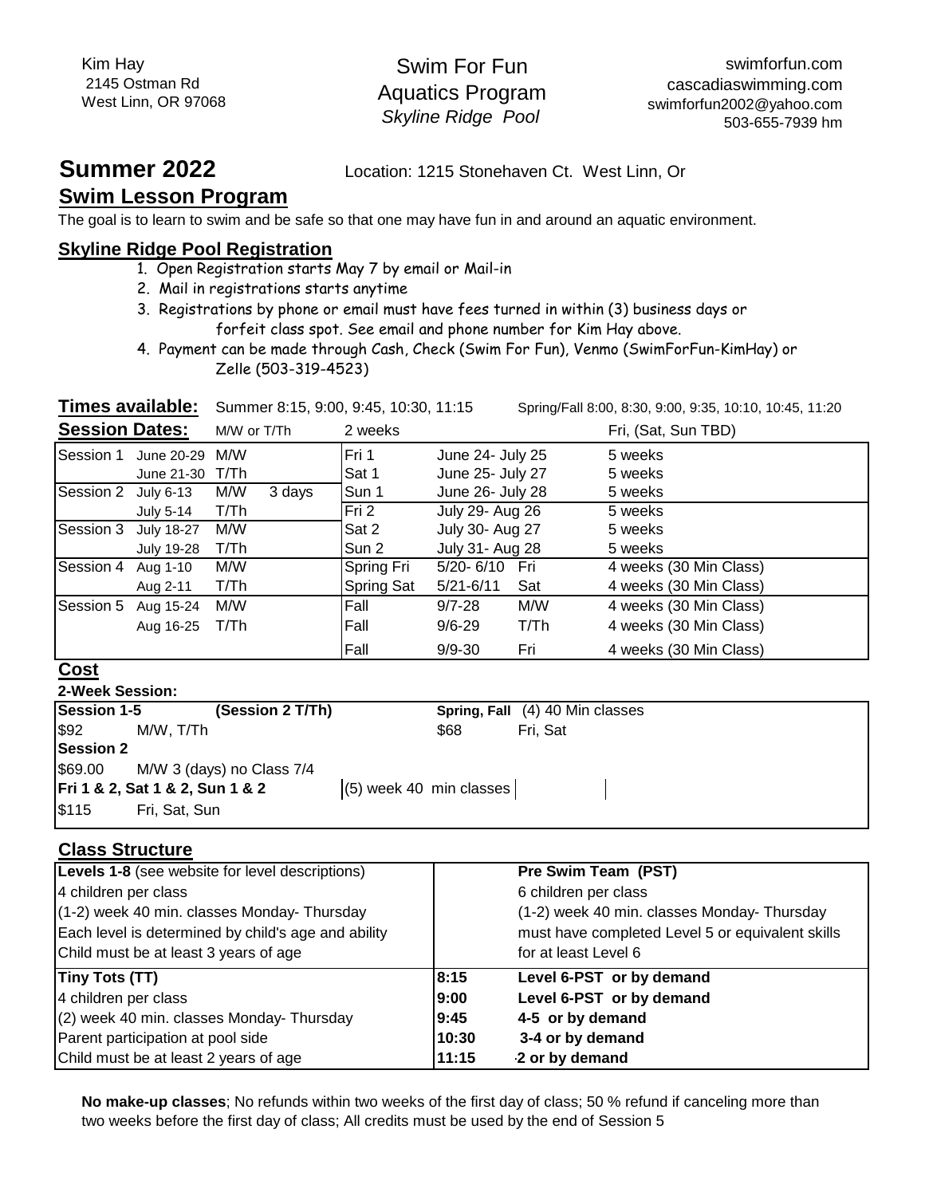Kim Hay
2145 Ostman Rd
West Linn, OR 97068

# Swim For Fun
## Aquatics Program
*Skyline Ridge Pool*

swimforfun.com
cascadiaswimming.com
swimforfun2002@yahoo.com
503-655-7939 hm

## Summer 2022

Location: 1215 Stonehaven Ct. West Linn, Or

## Swim Lesson Program

The goal is to learn to swim and be safe so that one may have fun in and around an aquatic environment.

### Skyline Ridge Pool Registration

1. Open Registration starts May 7 by email or Mail-in
2. Mail in registrations starts anytime
3. Registrations by phone or email must have fees turned in within (3) business days or forfeit class spot. See email and phone number for Kim Hay above.
4. Payment can be made through Cash, Check (Swim For Fun), Venmo (SwimForFun-KimHay) or Zelle (503-319-4523)

**Times available:** Summer 8:15, 9:00, 9:45, 10:30, 11:15 — Spring/Fall 8:00, 8:30, 9:00, 9:35, 10:10, 10:45, 11:20

| **Session Dates:** | | M/W or T/Th | | 2 weeks | | | Fri, (Sat, Sun TBD) |
|---|---|---|---|---|---|---|---|
| Session 1 | June 20-29 | M/W | | Fri 1 | June 24- July 25 | | 5 weeks |
| | June 21-30 | T/Th | | Sat 1 | June 25- July 27 | | 5 weeks |
| Session 2 | July 6-13 | M/W | 3 days | Sun 1 | June 26- July 28 | | 5 weeks |
| | July 5-14 | T/Th | | Fri 2 | July 29- Aug 26 | | 5 weeks |
| Session 3 | July 18-27 | M/W | | Sat 2 | July 30- Aug 27 | | 5 weeks |
| | July 19-28 | T/Th | | Sun 2 | July 31- Aug 28 | | 5 weeks |
| Session 4 | Aug 1-10 | M/W | | Spring Fri | 5/20- 6/10 | Fri | 4 weeks (30 Min Class) |
| | Aug 2-11 | T/Th | | Spring Sat | 5/21-6/11 | Sat | 4 weeks (30 Min Class) |
| Session 5 | Aug 15-24 | M/W | | Fall | 9/7-28 | M/W | 4 weeks (30 Min Class) |
| | Aug 16-25 | T/Th | | Fall | 9/6-29 | T/Th | 4 weeks (30 Min Class) |
| | | | | Fall | 9/9-30 | Fri | 4 weeks (30 Min Class) |

### Cost

**2-Week Session:**

| **Session 1-5** | **(Session 2 T/Th)** | **Spring, Fall** | (4) 40 Min classes |
|---|---|---|---|
| $92 | M/W, T/Th | $68 | Fri, Sat |
| **Session 2** | | | |
| $69.00 | M/W 3 (days) no Class 7/4 | | |
| **Fri 1 & 2, Sat 1 & 2, Sun 1 & 2** | | (5) week 40 min classes | |
| $115 | Fri, Sat, Sun | | |

### Class Structure

| **Levels 1-8** (see website for level descriptions) | | **Pre Swim Team (PST)** |
|---|---|---|
| 4 children per class | | 6 children per class |
| (1-2) week 40 min. classes Monday- Thursday | | (1-2) week 40 min. classes Monday- Thursday |
| Each level is determined by child's age and ability | | must have completed Level 5 or equivalent skills |
| Child must be at least 3 years of age | | for at least Level 6 |
| **Tiny Tots (TT)** | **8:15** | **Level 6-PST or by demand** |
| 4 children per class | **9:00** | **Level 6-PST or by demand** |
| (2) week 40 min. classes Monday- Thursday | **9:45** | **4-5 or by demand** |
| Parent participation at pool side | **10:30** | **3-4 or by demand** |
| Child must be at least 2 years of age | **11:15** | **2 or by demand** |

**No make-up classes**; No refunds within two weeks of the first day of class; 50 % refund if canceling more than two weeks before the first day of class; All credits must be used by the end of Session 5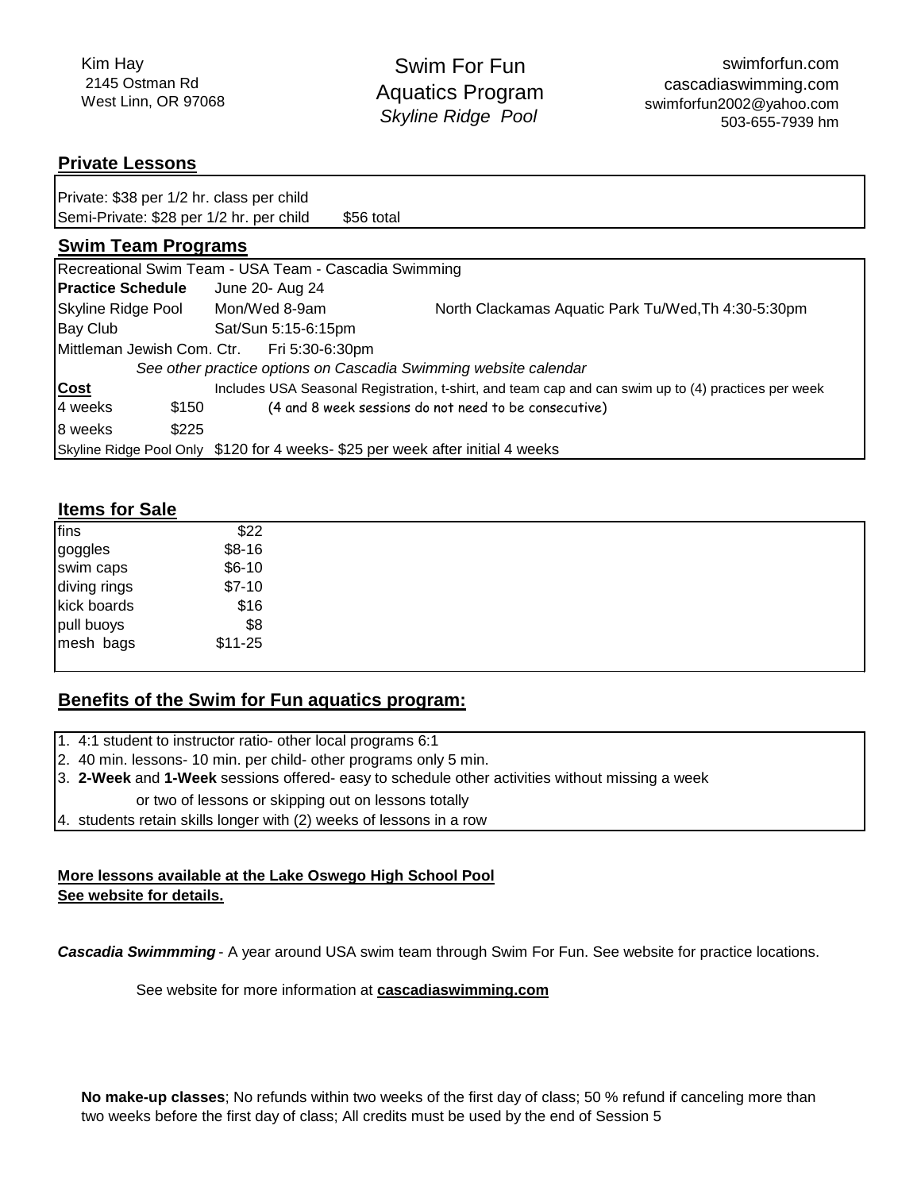Kim Hay
2145 Ostman Rd
West Linn, OR 97068

# Swim For Fun
## Aquatics Program
*Skyline Ridge Pool*

swimforfun.com
cascadiaswimming.com
swimforfun2002@yahoo.com
503-655-7939 hm

## Private Lessons

| | |
|---|---|
| Private: $38 per 1/2 hr. class per child | |
| Semi-Private: $28 per 1/2 hr. per child | $56 total |

## Swim Team Programs

Recreational Swim Team - USA Team - Cascadia Swimming

| | | |
|---|---|---|
| **Practice Schedule** | June 20- Aug 24 | |
| Skyline Ridge Pool | Mon/Wed 8-9am | North Clackamas Aquatic Park Tu/Wed,Th 4:30-5:30pm |
| Bay Club | Sat/Sun 5:15-6:15pm | |
| Mittleman Jewish Com. Ctr. | Fri 5:30-6:30pm | |

*See other practice options on Cascadia Swimming website calendar*

**Cost** — Includes USA Seasonal Registration, t-shirt, and team cap and can swim up to (4) practices per week

| | | |
|---|---|---|
| 4 weeks | $150 | (4 and 8 week sessions do not need to be consecutive) |
| 8 weeks | $225 | |

Skyline Ridge Pool Only $120 for 4 weeks- $25 per week after initial 4 weeks

## Items for Sale

| | |
|---|---|
| fins | $22 |
| goggles | $8-16 |
| swim caps | $6-10 |
| diving rings | $7-10 |
| kick boards | $16 |
| pull buoys | $8 |
| mesh bags | $11-25 |

## Benefits of the Swim for Fun aquatics program:

1. 4:1 student to instructor ratio- other local programs 6:1
2. 40 min. lessons- 10 min. per child- other programs only 5 min.
3. **2-Week** and **1-Week** sessions offered- easy to schedule other activities without missing a week or two of lessons or skipping out on lessons totally
4. students retain skills longer with (2) weeks of lessons in a row

**More lessons available at the Lake Oswego High School Pool**
**See website for details.**

***Cascadia Swimmming*** - A year around USA swim team through Swim For Fun. See website for practice locations.

See website for more information at **cascadiaswimming.com**

**No make-up classes**; No refunds within two weeks of the first day of class; 50 % refund if canceling more than two weeks before the first day of class; All credits must be used by the end of Session 5